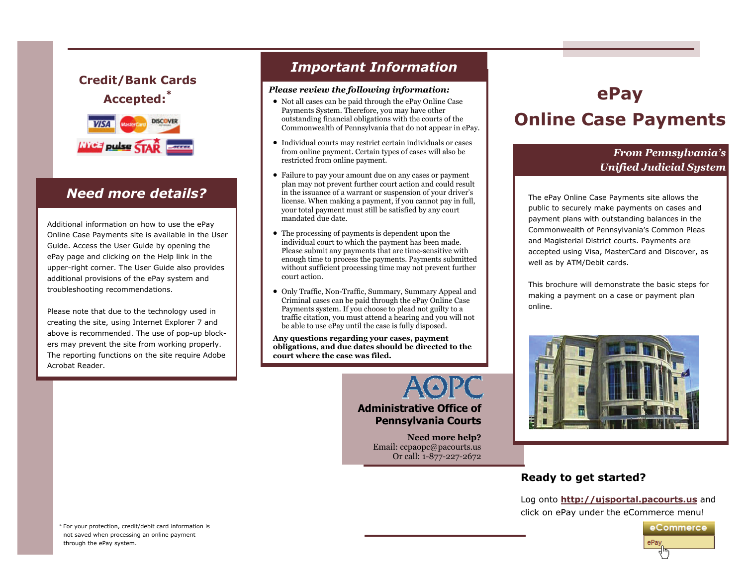## Credit/Bank Cards Accepted:*

## Need more details?

Additional information on how to use the ePay Online Case Payments site is available in the User Guide. Access the User Guide by opening the ePay page and clicking on the Help link in the upper-right corner. The User Guide also provides additional provisions of the ePay system and troubleshooting recommendations.

Please note that due to the technology used in creating the site, using Internet Explorer 7 and above is recommended. The use of pop-up blockers may prevent the site from working properly. The reporting functions on the site require Adobe Acrobat Reader.

\* For your protection, credit/debit card information is not saved when processing an online payment through the ePay system.

## Important Information

***Please review the following information:***

- Not all cases can be paid through the ePay Online Case Payments System. Therefore, you may have other outstanding financial obligations with the courts of the Commonwealth of Pennsylvania that do not appear in ePay.
- Individual courts may restrict certain individuals or cases from online payment. Certain types of cases will also be restricted from online payment.
- Failure to pay your amount due on any cases or payment plan may not prevent further court action and could result in the issuance of a warrant or suspension of your driver's license. When making a payment, if you cannot pay in full, your total payment must still be satisfied by any court mandated due date.
- The processing of payments is dependent upon the individual court to which the payment has been made. Please submit any payments that are time-sensitive with enough time to process the payments. Payments submitted without sufficient processing time may not prevent further court action.
- Only Traffic, Non-Traffic, Summary, Summary Appeal and Criminal cases can be paid through the ePay Online Case Payments system. If you choose to plead not guilty to a traffic citation, you must attend a hearing and you will not be able to use ePay until the case is fully disposed.

**Any questions regarding your cases, payment obligations, and due dates should be directed to the court where the case was filed.**

AOPC

**Administrative Office of Pennsylvania Courts**

**Need more help?**
Email: ccpaopc@pacourts.us
Or call: 1-877-227-2672

# ePay Online Case Payments

***From Pennsylvania's Unified Judicial System***

The ePay Online Case Payments site allows the public to securely make payments on cases and payment plans with outstanding balances in the Commonwealth of Pennsylvania's Common Pleas and Magisterial District courts. Payments are accepted using Visa, MasterCard and Discover, as well as by ATM/Debit cards.

This brochure will demonstrate the basic steps for making a payment on a case or payment plan online.

### Ready to get started?

Log onto **http://ujsportal.pacourts.us** and click on ePay under the eCommerce menu!

eCommerce
ePay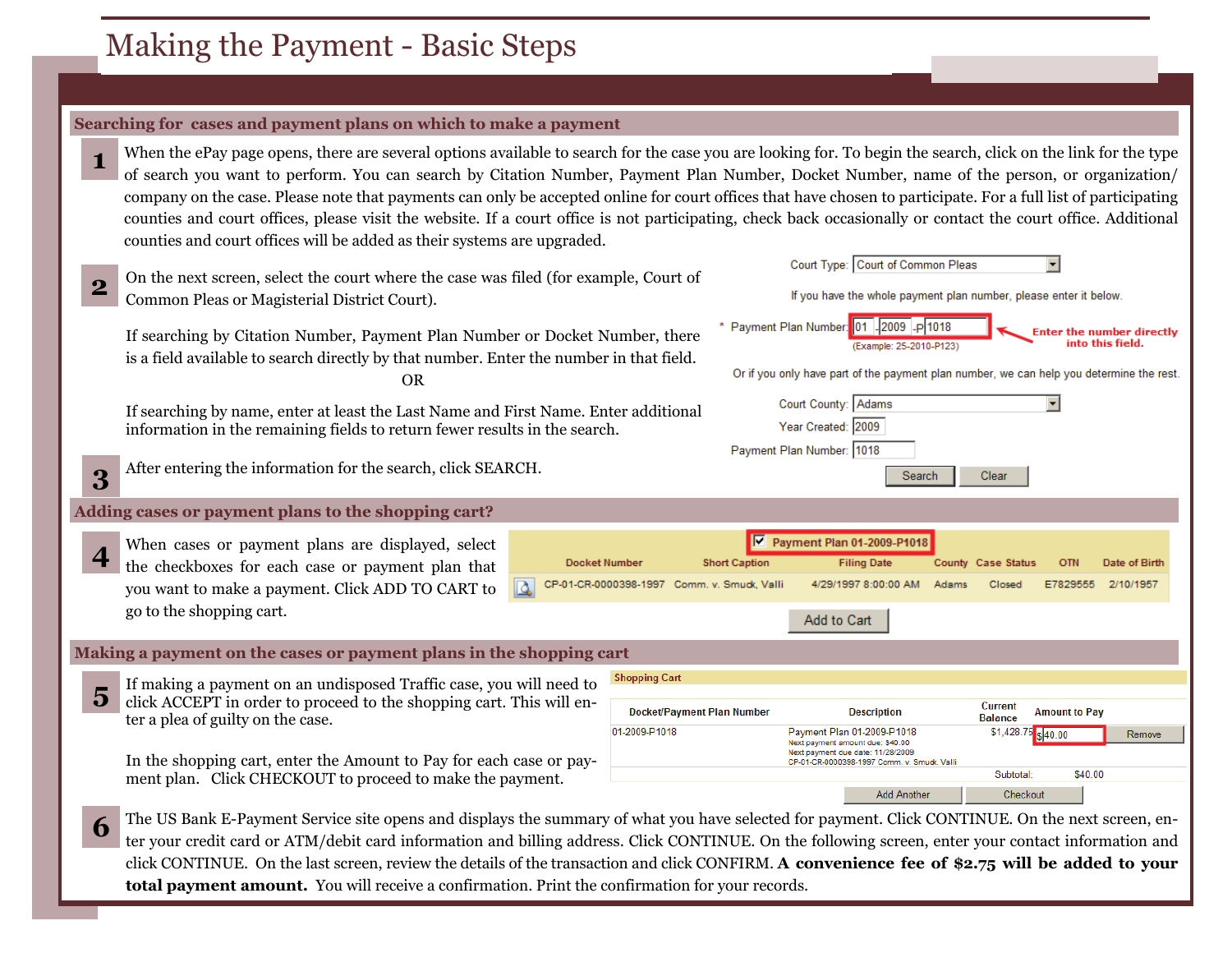# Making the Payment - Basic Steps

## Searching for cases and payment plans on which to make a payment

**1** When the ePay page opens, there are several options available to search for the case you are looking for. To begin the search, click on the link for the type of search you want to perform. You can search by Citation Number, Payment Plan Number, Docket Number, name of the person, or organization/company on the case. Please note that payments can only be accepted online for court offices that have chosen to participate. For a full list of participating counties and court offices, please visit the website. If a court office is not participating, check back occasionally or contact the court office. Additional counties and court offices will be added as their systems are upgraded.

**2** On the next screen, select the court where the case was filed (for example, Court of Common Pleas or Magisterial District Court).

If searching by Citation Number, Payment Plan Number or Docket Number, there is a field available to search directly by that number. Enter the number in that field.

OR

If searching by name, enter at least the Last Name and First Name. Enter additional information in the remaining fields to return fewer results in the search.

Court Type: Court of Common Pleas

If you have the whole payment plan number, please enter it below.

\* Payment Plan Number: 01 -2009 -P 1018 — Enter the number directly into this field.

(Example: 25-2010-P123)

Or if you only have part of the payment plan number, we can help you determine the rest.

Court County: Adams

Year Created: 2009

Payment Plan Number: 1018

Search Clear

**3** After entering the information for the search, click SEARCH.

## Adding cases or payment plans to the shopping cart?

**4** When cases or payment plans are displayed, select the checkboxes for each case or payment plan that you want to make a payment. Click ADD TO CART to go to the shopping cart.

☑ Payment Plan 01-2009-P1018

| Docket Number | Short Caption | Filing Date | County | Case Status | OTN | Date of Birth |
|---|---|---|---|---|---|---|
| CP-01-CR-0000398-1997 | Comm. v. Smuck, Valli | 4/29/1997 8:00:00 AM | Adams | Closed | E7829555 | 2/10/1957 |

Add to Cart

## Making a payment on the cases or payment plans in the shopping cart

**5** If making a payment on an undisposed Traffic case, you will need to click ACCEPT in order to proceed to the shopping cart. This will enter a plea of guilty on the case.

In the shopping cart, enter the Amount to Pay for each case or payment plan. Click CHECKOUT to proceed to make the payment.

Shopping Cart

| Docket/Payment Plan Number | Description | Current Balance | Amount to Pay | |
|---|---|---|---|---|
| 01-2009-P1018 | Payment Plan 01-2009-P1018<br>Next payment amount due: $40.00<br>Next payment due date: 11/28/2009<br>CP-01-CR-0000398-1997 Comm. v. Smuck, Valli | $1,428.75 | $40.00 | Remove |
| | | Subtotal: | $40.00 | |

Add Another Checkout

**6** The US Bank E-Payment Service site opens and displays the summary of what you have selected for payment. Click CONTINUE. On the next screen, enter your credit card or ATM/debit card information and billing address. Click CONTINUE. On the following screen, enter your contact information and click CONTINUE. On the last screen, review the details of the transaction and click CONFIRM. **A convenience fee of $2.75 will be added to your total payment amount.** You will receive a confirmation. Print the confirmation for your records.